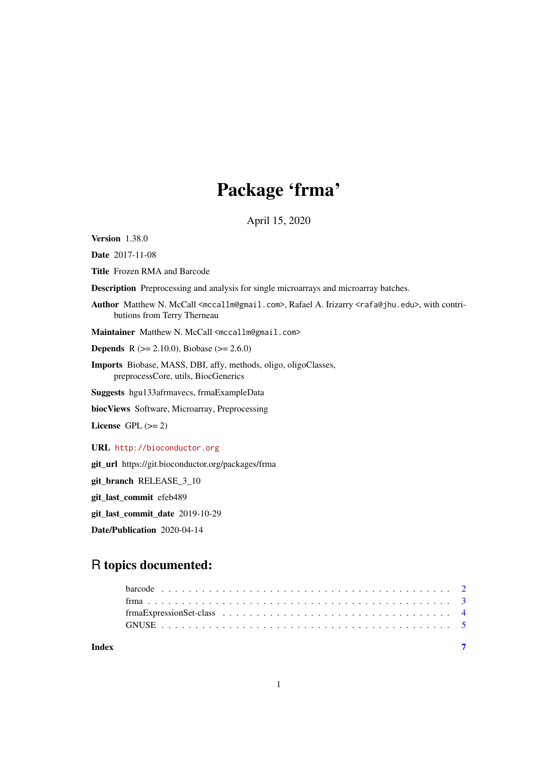# Package 'frma'

April 15, 2020

**Version** 1.38.0

**Date** 2017-11-08

**Title** Frozen RMA and Barcode

**Description** Preprocessing and analysis for single microarrays and microarray batches.

**Author** Matthew N. McCall <mccallm@gmail.com>, Rafael A. Irizarry <rafa@jhu.edu>, with contributions from Terry Therneau

**Maintainer** Matthew N. McCall <mccallm@gmail.com>

**Depends** R (>= 2.10.0), Biobase (>= 2.6.0)

**Imports** Biobase, MASS, DBI, affy, methods, oligo, oligoClasses, preprocessCore, utils, BiocGenerics

**Suggests** hgu133afrmavecs, frmaExampleData

**biocViews** Software, Microarray, Preprocessing

**License** GPL (>= 2)

**URL** http://bioconductor.org

**git_url** https://git.bioconductor.org/packages/frma

**git_branch** RELEASE_3_10

**git_last_commit** efeb489

**git_last_commit_date** 2019-10-29

**Date/Publication** 2020-04-14

## R topics documented:

- barcode . . . . . . . . . . . . . . . . . . . . . . . . . . . . . . . . . . . . . . . . . . 2
- frma . . . . . . . . . . . . . . . . . . . . . . . . . . . . . . . . . . . . . . . . . . . . 3
- frmaExpressionSet-class . . . . . . . . . . . . . . . . . . . . . . . . . . . . . . . . 4
- GNUSE . . . . . . . . . . . . . . . . . . . . . . . . . . . . . . . . . . . . . . . . . . 5

**Index** **7**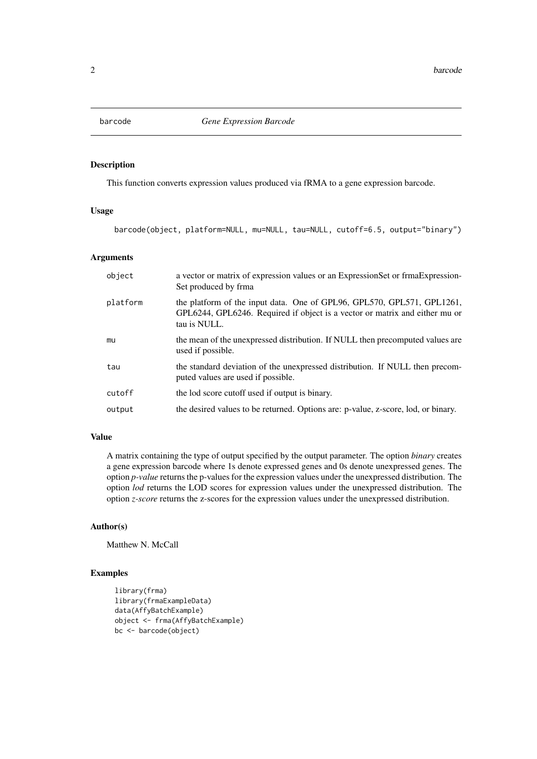barcode *Gene Expression Barcode*

## Description

This function converts expression values produced via fRMA to a gene expression barcode.

## Usage

```
barcode(object, platform=NULL, mu=NULL, tau=NULL, cutoff=6.5, output="binary")
```

## Arguments

| | |
|---|---|
| object | a vector or matrix of expression values or an ExpressionSet or frmaExpressionSet produced by frma |
| platform | the platform of the input data. One of GPL96, GPL570, GPL571, GPL1261, GPL6244, GPL6246. Required if object is a vector or matrix and either mu or tau is NULL. |
| mu | the mean of the unexpressed distribution. If NULL then precomputed values are used if possible. |
| tau | the standard deviation of the unexpressed distribution. If NULL then precomputed values are used if possible. |
| cutoff | the lod score cutoff used if output is binary. |
| output | the desired values to be returned. Options are: p-value, z-score, lod, or binary. |

## Value

A matrix containing the type of output specified by the output parameter. The option *binary* creates a gene expression barcode where 1s denote expressed genes and 0s denote unexpressed genes. The option *p-value* returns the p-values for the expression values under the unexpressed distribution. The option *lod* returns the LOD scores for expression values under the unexpressed distribution. The option *z-score* returns the z-scores for the expression values under the unexpressed distribution.

## Author(s)

Matthew N. McCall

## Examples

```
library(frma)
library(frmaExampleData)
data(AffyBatchExample)
object <- frma(AffyBatchExample)
bc <- barcode(object)
```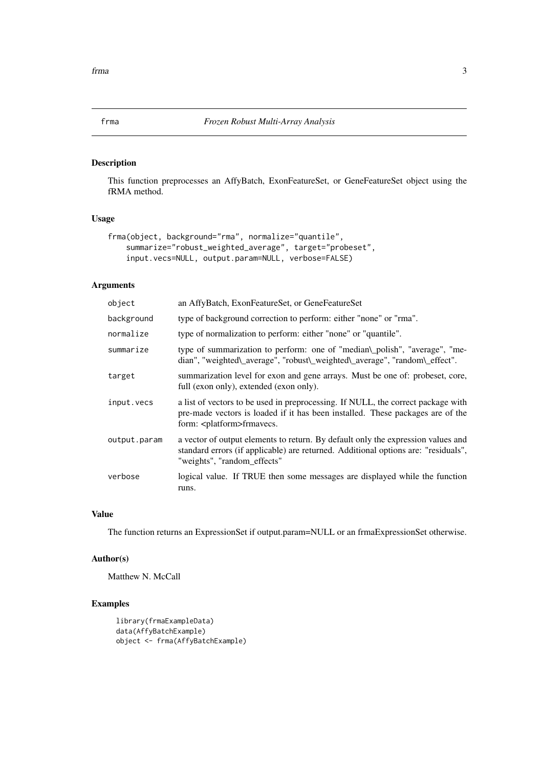# frma — *Frozen Robust Multi-Array Analysis*

## Description

This function preprocesses an AffyBatch, ExonFeatureSet, or GeneFeatureSet object using the fRMA method.

## Usage

```
frma(object, background="rma", normalize="quantile",
    summarize="robust_weighted_average", target="probeset",
    input.vecs=NULL, output.param=NULL, verbose=FALSE)
```

## Arguments

| | |
|---|---|
| `object` | an AffyBatch, ExonFeatureSet, or GeneFeatureSet |
| `background` | type of background correction to perform: either "none" or "rma". |
| `normalize` | type of normalization to perform: either "none" or "quantile". |
| `summarize` | type of summarization to perform: one of "median\_polish", "average", "median", "weighted\_average", "robust\_weighted\_average", "random\_effect". |
| `target` | summarization level for exon and gene arrays. Must be one of: probeset, core, full (exon only), extended (exon only). |
| `input.vecs` | a list of vectors to be used in preprocessing. If NULL, the correct package with pre-made vectors is loaded if it has been installed. These packages are of the form: <platform>frmavecs. |
| `output.param` | a vector of output elements to return. By default only the expression values and standard errors (if applicable) are returned. Additional options are: "residuals", "weights", "random_effects" |
| `verbose` | logical value. If TRUE then some messages are displayed while the function runs. |

## Value

The function returns an ExpressionSet if output.param=NULL or an frmaExpressionSet otherwise.

## Author(s)

Matthew N. McCall

## Examples

```
library(frmaExampleData)
data(AffyBatchExample)
object <- frma(AffyBatchExample)
```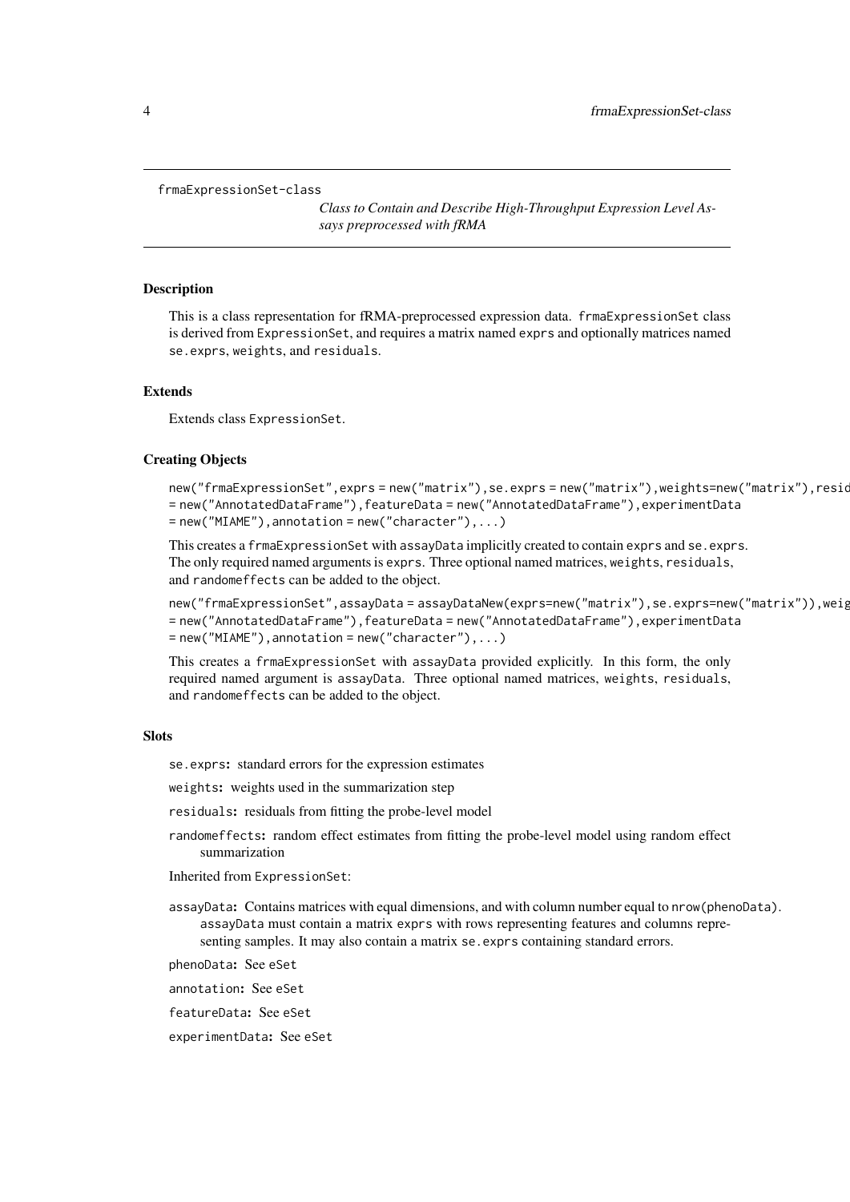```
frmaExpressionSet-class
```

*Class to Contain and Describe High-Throughput Expression Level Assays preprocessed with fRMA*

## Description

This is a class representation for fRMA-preprocessed expression data. `frmaExpressionSet` class is derived from `ExpressionSet`, and requires a matrix named `exprs` and optionally matrices named `se.exprs`, `weights`, and `residuals`.

## Extends

Extends class `ExpressionSet`.

## Creating Objects

```
new("frmaExpressionSet",exprs = new("matrix"),se.exprs = new("matrix"),weights=new("matrix"),resid
= new("AnnotatedDataFrame"),featureData = new("AnnotatedDataFrame"),experimentData
= new("MIAME"),annotation = new("character"),...)
```

This creates a `frmaExpressionSet` with `assayData` implicitly created to contain `exprs` and `se.exprs`. The only required named arguments is `exprs`. Three optional named matrices, `weights`, `residuals`, and `randomeffects` can be added to the object.

```
new("frmaExpressionSet",assayData = assayDataNew(exprs=new("matrix"),se.exprs=new("matrix")),weig
= new("AnnotatedDataFrame"),featureData = new("AnnotatedDataFrame"),experimentData
= new("MIAME"),annotation = new("character"),...)
```

This creates a `frmaExpressionSet` with `assayData` provided explicitly. In this form, the only required named argument is `assayData`. Three optional named matrices, `weights`, `residuals`, and `randomeffects` can be added to the object.

## Slots

**`se.exprs`:** standard errors for the expression estimates

**`weights`:** weights used in the summarization step

**`residuals`:** residuals from fitting the probe-level model

**`randomeffects`:** random effect estimates from fitting the probe-level model using random effect summarization

Inherited from `ExpressionSet`:

**`assayData`:** Contains matrices with equal dimensions, and with column number equal to `nrow(phenoData)`. `assayData` must contain a matrix `exprs` with rows representing features and columns representing samples. It may also contain a matrix `se.exprs` containing standard errors.

**`phenoData`:** See `eSet`

**`annotation`:** See `eSet`

**`featureData`:** See `eSet`

**`experimentData`:** See `eSet`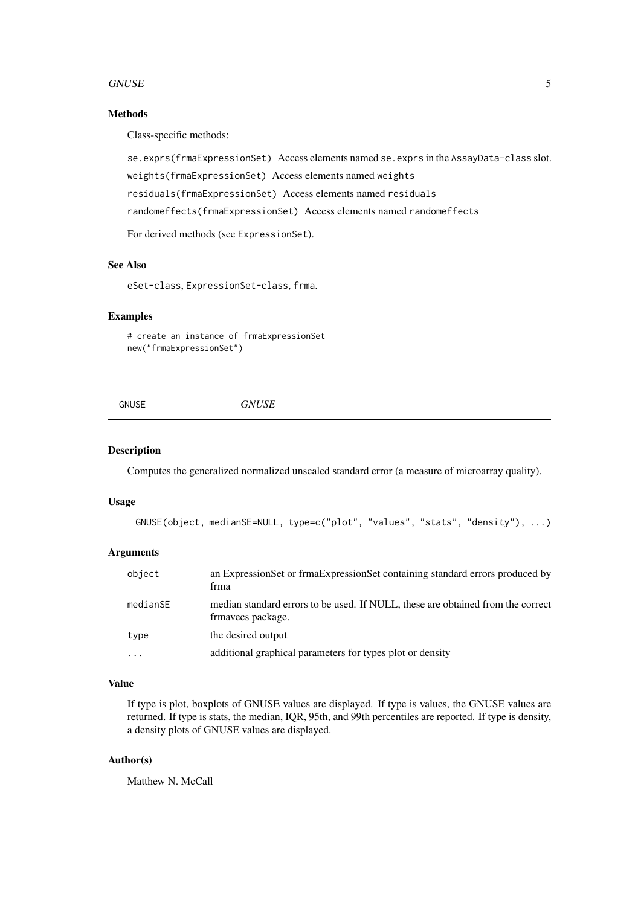### Methods

Class-specific methods:

`se.exprs(frmaExpressionSet)` Access elements named `se.exprs` in the `AssayData-class` slot.

`weights(frmaExpressionSet)` Access elements named `weights`

`residuals(frmaExpressionSet)` Access elements named `residuals`

`randomeffects(frmaExpressionSet)` Access elements named `randomeffects`

For derived methods (see `ExpressionSet`).

### See Also

`eSet-class`, `ExpressionSet-class`, `frma`.

### Examples

```
# create an instance of frmaExpressionSet
new("frmaExpressionSet")
```

---

## GNUSE *GNUSE*

---

### Description

Computes the generalized normalized unscaled standard error (a measure of microarray quality).

### Usage

```
GNUSE(object, medianSE=NULL, type=c("plot", "values", "stats", "density"), ...)
```

### Arguments

| | |
|---|---|
| `object` | an ExpressionSet or frmaExpressionSet containing standard errors produced by frma |
| `medianSE` | median standard errors to be used. If NULL, these are obtained from the correct frmavecs package. |
| `type` | the desired output |
| `...` | additional graphical parameters for types plot or density |

### Value

If type is plot, boxplots of GNUSE values are displayed. If type is values, the GNUSE values are returned. If type is stats, the median, IQR, 95th, and 99th percentiles are reported. If type is density, a density plots of GNUSE values are displayed.

### Author(s)

Matthew N. McCall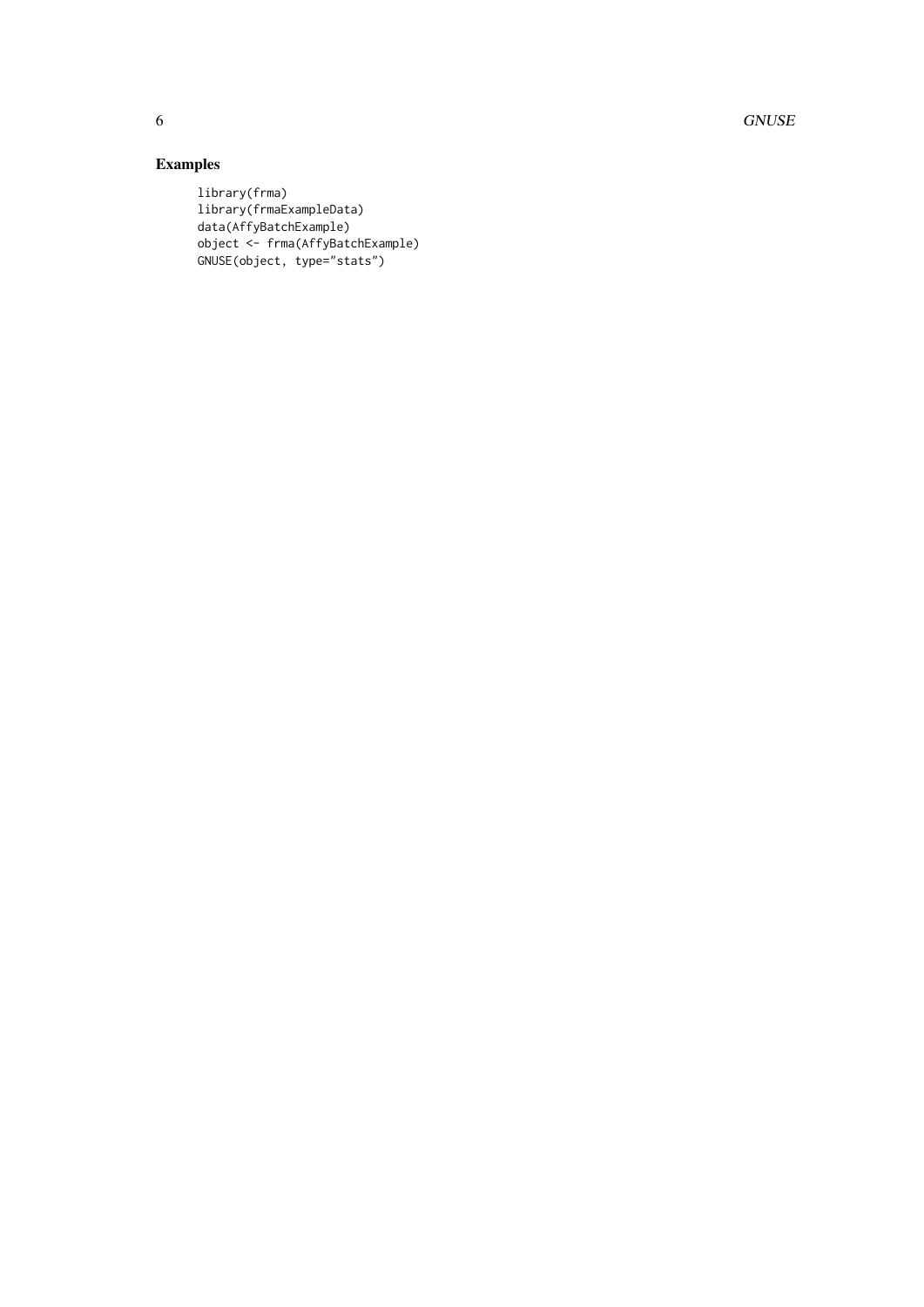## Examples

```
library(frma)
library(frmaExampleData)
data(AffyBatchExample)
object <- frma(AffyBatchExample)
GNUSE(object, type="stats")
```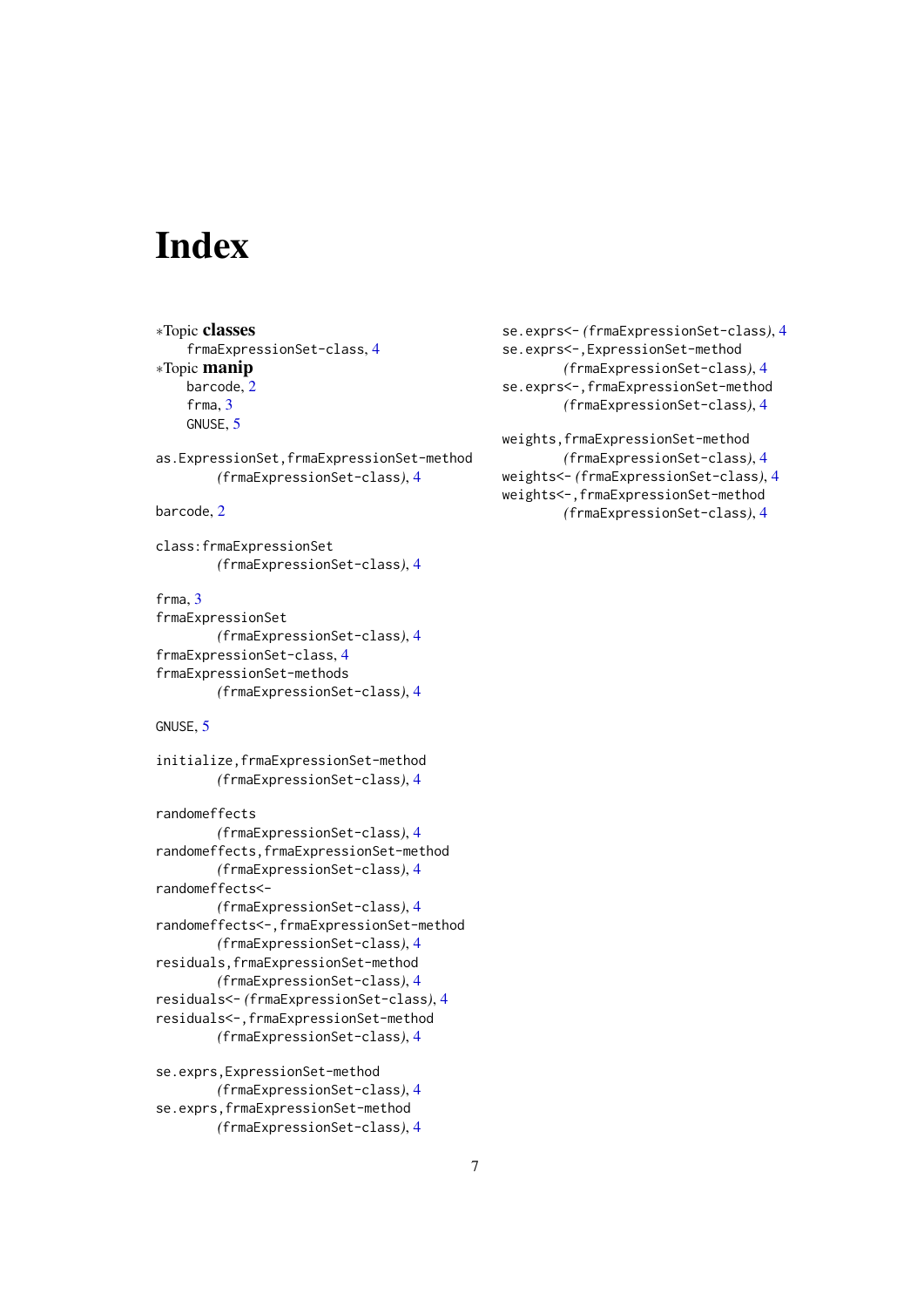# Index

∗Topic **classes**
- frmaExpressionSet-class, 4

∗Topic **manip**
- barcode, 2
- frma, 3
- GNUSE, 5

as.ExpressionSet,frmaExpressionSet-method (frmaExpressionSet-class), 4

barcode, 2

class:frmaExpressionSet (frmaExpressionSet-class), 4

frma, 3
frmaExpressionSet (frmaExpressionSet-class), 4
frmaExpressionSet-class, 4
frmaExpressionSet-methods (frmaExpressionSet-class), 4

GNUSE, 5

initialize,frmaExpressionSet-method (frmaExpressionSet-class), 4

randomeffects (frmaExpressionSet-class), 4
randomeffects,frmaExpressionSet-method (frmaExpressionSet-class), 4
randomeffects<- (frmaExpressionSet-class), 4
randomeffects<-,frmaExpressionSet-method (frmaExpressionSet-class), 4
residuals,frmaExpressionSet-method (frmaExpressionSet-class), 4
residuals<- (frmaExpressionSet-class), 4
residuals<-,frmaExpressionSet-method (frmaExpressionSet-class), 4

se.exprs,ExpressionSet-method (frmaExpressionSet-class), 4
se.exprs,frmaExpressionSet-method (frmaExpressionSet-class), 4
se.exprs<- (frmaExpressionSet-class), 4
se.exprs<-,ExpressionSet-method (frmaExpressionSet-class), 4
se.exprs<-,frmaExpressionSet-method (frmaExpressionSet-class), 4

weights,frmaExpressionSet-method (frmaExpressionSet-class), 4
weights<- (frmaExpressionSet-class), 4
weights<-,frmaExpressionSet-method (frmaExpressionSet-class), 4